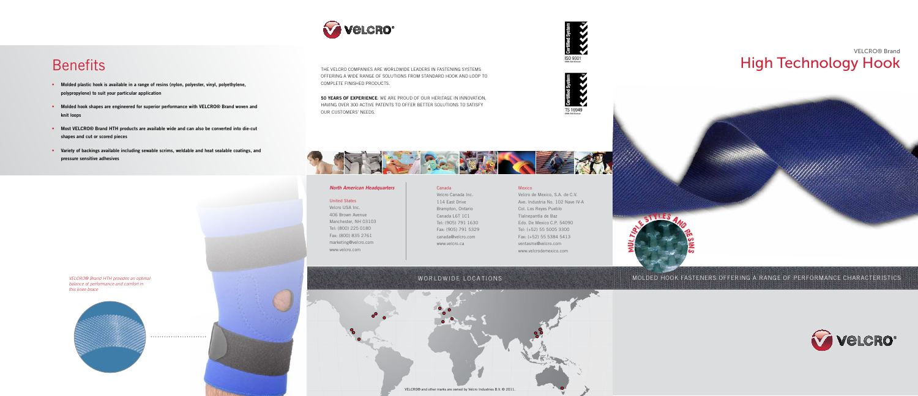# Benefits

- **Molded plastic hook is available in a range of resins (nylon, polyester, vinyl, polyethylene, polypropylene) to suit your particular application**
- **Molded hook shapes are engineered for superior performance with VELCRO® Brand woven and knit loops**
- **Most VELCRO® Brand HTH products are available wide and can also be converted into die-cut shapes and cut or scored pieces**
- **Variety of backings available including sewable scrims, weldable and heat sealable coatings, and pressure sensitive adhesives**

*VELCRO® Brand HTH provides an optimal balance of performance and comfort in this knee brace*

THE VELCRO COMPANIES ARE WORLDWIDE LEADERS IN FASTENING SYSTEMS OFFERING A WIDE RANGE OF SOLUTIONS FROM STANDARD HOOK AND LOOP TO COMPLETE FINISHED PRODUCTS.

**50 YEARS OF EXPERIENCE**: WE ARE PROUD OF OUR HERITAGE IN INNOVATION, HAVING OVER 300 ACTIVE PATENTS TO OFFER BETTER SOLUTIONS TO SATISFY OUR CUSTOMERS' NEEDS.

ISO 9001

TS 16949

***North American Headquarters***

United States
Velcro USA Inc.
406 Brown Avenue
Manchester, NH 03103
Tel: (800) 225 0180
Fax: (800) 835 2761
marketing@velcro.com
www.velcro.com

Canada
Velcro Canada Inc.
114 East Drive
Brampton, Ontario
Canada L6T 1C1
Tel: (905) 791 1630
Fax: (905) 791 5329
canada@velcro.com
www.velcro.ca

Mexico
Velcro de Mexico, S.A. de C.V.
Ave. Industria No. 102 Nave IV-A
Col. Los Reyes Pueblo
Tlalnepantla de Baz
Edo. De Mexico C.P. 54090
Tel: (+52) 55 5005 3300
Fax: (+52) 55 5384 5413
ventasmx@velcro.com
www.velcrodemexico.com

WORLDWIDE LOCATIONS

VELCRO® and other marks are owned by Velcro Industries B.V. © 2011.

VELCRO® Brand

# High Technology Hook

MULTIPLE STYLES AND RESINS

MOLDED HOOK FASTENERS OFFERING A RANGE OF PERFORMANCE CHARACTERISTICS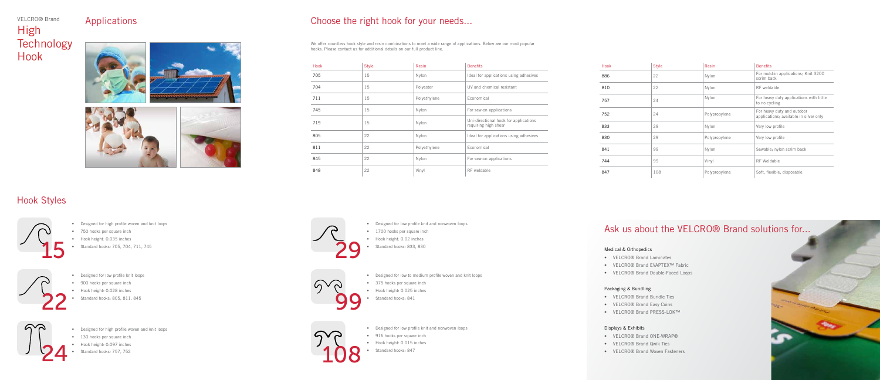VELCRO® Brand

# High Technology Hook

## Applications

## Hook Styles

### 15

- Designed for high profile woven and knit loops
- 750 hooks per square inch
- Hook height: 0.035 inches
- Standard hooks: 705, 704, 711, 745

### 22

- Designed for low profile knit loops
- 900 hooks per square inch
- Hook height: 0.028 inches
- Standard hooks: 805, 811, 845

### 24

- Designed for high profile woven and knit loops
- 130 hooks per square inch
- Hook height: 0.097 inches
- Standard hooks: 757, 752

### 29

- Designed for low profile knit and nonwoven loops
- 1700 hooks per square inch
- Hook height: 0.02 inches
- Standard hooks: 833, 830

### 99

- Designed for low to medium profile woven and knit loops
- 375 hooks per square inch
- Hook height: 0.025 inches
- Standard hooks: 841

### 108

- Designed for low profile knit and nonwoven loops
- 916 hooks per square inch
- Hook height: 0.015 inches
- Standard hooks: 847

## Choose the right hook for your needs...

We offer countless hook style and resin combinations to meet a wide range of applications. Below are our most popular hooks. Please contact us for additional details on our full product line.

| Hook | Style | Resin | Benefits |
|---|---|---|---|
| 705 | 15 | Nylon | Ideal for applications using adhesives |
| 704 | 15 | Polyester | UV and chemical resistant |
| 711 | 15 | Polyethylene | Economical |
| 745 | 15 | Nylon | For sew-on applications |
| 719 | 15 | Nylon | Uni-directional hook for applications requiring high shear |
| 805 | 22 | Nylon | Ideal for applications using adhesives |
| 811 | 22 | Polyethylene | Economical |
| 845 | 22 | Nylon | For sew-on applications |
| 848 | 22 | Vinyl | RF weldable |

| Hook | Style | Resin | Benefits |
|---|---|---|---|
| 886 | 22 | Nylon | For mold-in applications; Knit 3200 scrim back |
| 810 | 22 | Nylon | RF weldable |
| 757 | 24 | Nylon | For heavy duty applications with little to no cycling |
| 752 | 24 | Polypropylene | For heavy duty and outdoor applications; available in silver only |
| 833 | 29 | Nylon | Very low profile |
| 830 | 29 | Polypropylene | Very low profile |
| 841 | 99 | Nylon | Sewable; nylon scrim back |
| 744 | 99 | Vinyl | RF Weldable |
| 847 | 108 | Polypropylene | Soft, flexible, disposable |

## Ask us about the VELCRO® Brand solutions for...

### Medical & Orthopedics

- VELCRO® Brand Laminates
- VELCRO® Brand EVAPTEX™ Fabric
- VELCRO® Brand Double-Faced Loops

### Packaging & Bundling

- VELCRO® Brand Bundle Ties
- VELCRO® Brand Easy Coins
- VELCRO® Brand PRESS-LOK™

### Displays & Exhibits

- VELCRO® Brand ONE-WRAP®
- VELCRO® Brand Qwik Ties
- VELCRO® Brand Woven Fasteners